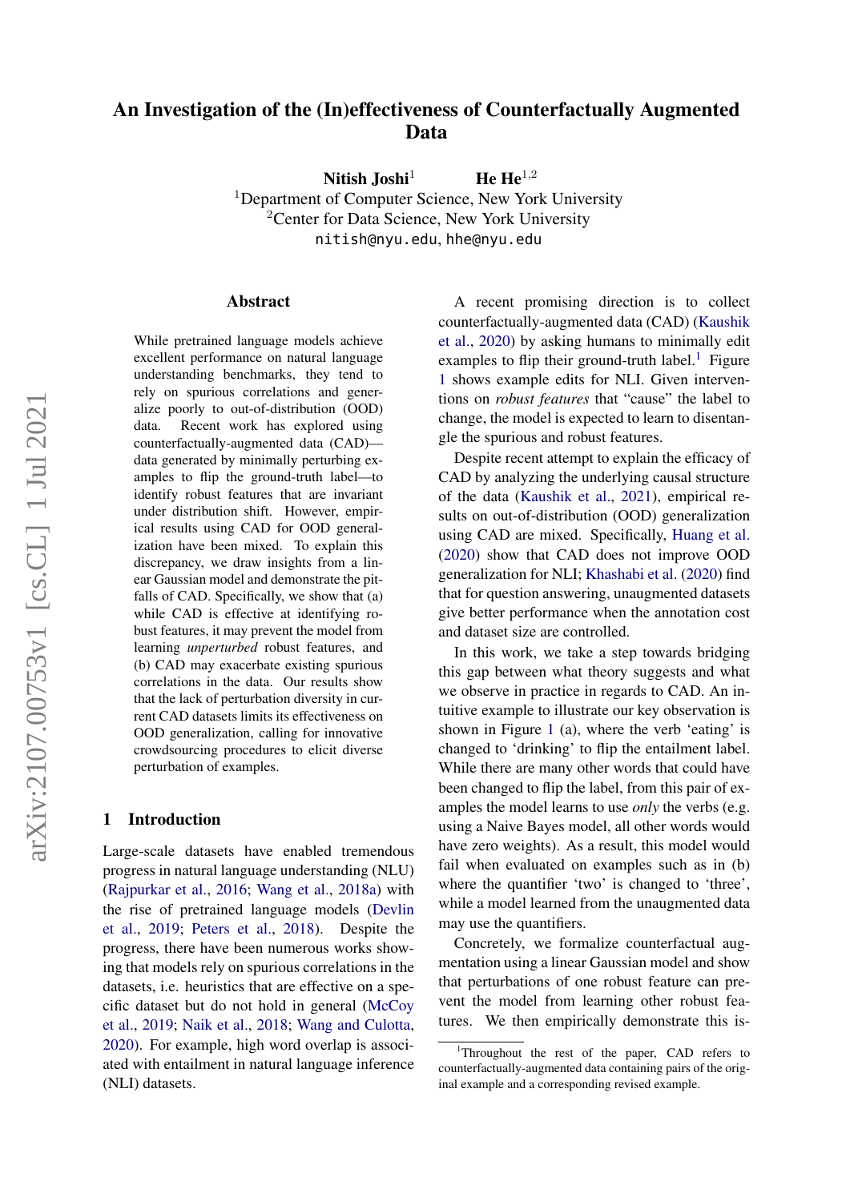# An Investigation of the (In)effectiveness of Counterfactually Augmented Data

**Nitish Joshi**[1] **He He**[1,2]

[1]Department of Computer Science, New York University
[2]Center for Data Science, New York University
nitish@nyu.edu, hhe@nyu.edu

## Abstract

While pretrained language models achieve excellent performance on natural language understanding benchmarks, they tend to rely on spurious correlations and generalize poorly to out-of-distribution (OOD) data. Recent work has explored using counterfactually-augmented data (CAD)—data generated by minimally perturbing examples to flip the ground-truth label—to identify robust features that are invariant under distribution shift. However, empirical results using CAD for OOD generalization have been mixed. To explain this discrepancy, we draw insights from a linear Gaussian model and demonstrate the pitfalls of CAD. Specifically, we show that (a) while CAD is effective at identifying robust features, it may prevent the model from learning *unperturbed* robust features, and (b) CAD may exacerbate existing spurious correlations in the data. Our results show that the lack of perturbation diversity in current CAD datasets limits its effectiveness on OOD generalization, calling for innovative crowdsourcing procedures to elicit diverse perturbation of examples.

## 1 Introduction

Large-scale datasets have enabled tremendous progress in natural language understanding (NLU) (Rajpurkar et al., 2016; Wang et al., 2018a) with the rise of pretrained language models (Devlin et al., 2019; Peters et al., 2018). Despite the progress, there have been numerous works showing that models rely on spurious correlations in the datasets, i.e. heuristics that are effective on a specific dataset but do not hold in general (McCoy et al., 2019; Naik et al., 2018; Wang and Culotta, 2020). For example, high word overlap is associated with entailment in natural language inference (NLI) datasets.

A recent promising direction is to collect counterfactually-augmented data (CAD) (Kaushik et al., 2020) by asking humans to minimally edit examples to flip their ground-truth label.[1] Figure 1 shows example edits for NLI. Given interventions on *robust features* that "cause" the label to change, the model is expected to learn to disentangle the spurious and robust features.

Despite recent attempt to explain the efficacy of CAD by analyzing the underlying causal structure of the data (Kaushik et al., 2021), empirical results on out-of-distribution (OOD) generalization using CAD are mixed. Specifically, Huang et al. (2020) show that CAD does not improve OOD generalization for NLI; Khashabi et al. (2020) find that for question answering, unaugmented datasets give better performance when the annotation cost and dataset size are controlled.

In this work, we take a step towards bridging this gap between what theory suggests and what we observe in practice in regards to CAD. An intuitive example to illustrate our key observation is shown in Figure 1 (a), where the verb 'eating' is changed to 'drinking' to flip the entailment label. While there are many other words that could have been changed to flip the label, from this pair of examples the model learns to use *only* the verbs (e.g. using a Naive Bayes model, all other words would have zero weights). As a result, this model would fail when evaluated on examples such as in (b) where the quantifier 'two' is changed to 'three', while a model learned from the unaugmented data may use the quantifiers.

Concretely, we formalize counterfactual augmentation using a linear Gaussian model and show that perturbations of one robust feature can prevent the model from learning other robust features. We then empirically demonstrate this is-

[1]Throughout the rest of the paper, CAD refers to counterfactually-augmented data containing pairs of the original example and a corresponding revised example.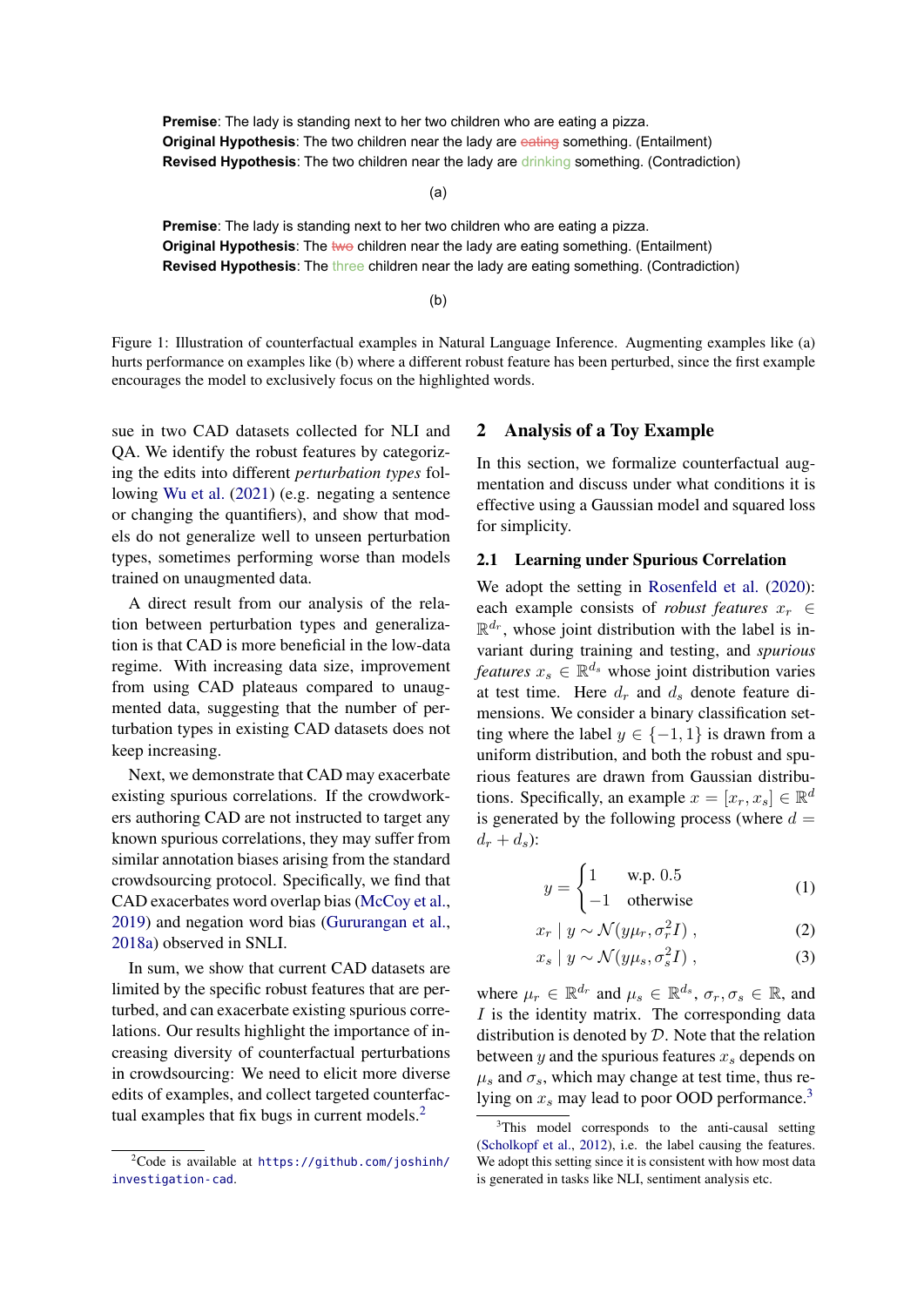**Premise**: The lady is standing next to her two children who are eating a pizza.
**Original Hypothesis**: The two children near the lady are ~~eating~~ something. (Entailment)
**Revised Hypothesis**: The two children near the lady are drinking something. (Contradiction)

(a)

**Premise**: The lady is standing next to her two children who are eating a pizza.
**Original Hypothesis**: The ~~two~~ children near the lady are eating something. (Entailment)
**Revised Hypothesis**: The three children near the lady are eating something. (Contradiction)

(b)

Figure 1: Illustration of counterfactual examples in Natural Language Inference. Augmenting examples like (a) hurts performance on examples like (b) where a different robust feature has been perturbed, since the first example encourages the model to exclusively focus on the highlighted words.

sue in two CAD datasets collected for NLI and QA. We identify the robust features by categorizing the edits into different *perturbation types* following Wu et al. (2021) (e.g. negating a sentence or changing the quantifiers), and show that models do not generalize well to unseen perturbation types, sometimes performing worse than models trained on unaugmented data.

A direct result from our analysis of the relation between perturbation types and generalization is that CAD is more beneficial in the low-data regime. With increasing data size, improvement from using CAD plateaus compared to unaugmented data, suggesting that the number of perturbation types in existing CAD datasets does not keep increasing.

Next, we demonstrate that CAD may exacerbate existing spurious correlations. If the crowdworkers authoring CAD are not instructed to target any known spurious correlations, they may suffer from similar annotation biases arising from the standard crowdsourcing protocol. Specifically, we find that CAD exacerbates word overlap bias (McCoy et al., 2019) and negation word bias (Gururangan et al., 2018a) observed in SNLI.

In sum, we show that current CAD datasets are limited by the specific robust features that are perturbed, and can exacerbate existing spurious correlations. Our results highlight the importance of increasing diversity of counterfactual perturbations in crowdsourcing: We need to elicit more diverse edits of examples, and collect targeted counterfactual examples that fix bugs in current models.[2]

[2]Code is available at https://github.com/joshinh/investigation-cad.

## 2 Analysis of a Toy Example

In this section, we formalize counterfactual augmentation and discuss under what conditions it is effective using a Gaussian model and squared loss for simplicity.

### 2.1 Learning under Spurious Correlation

We adopt the setting in Rosenfeld et al. (2020): each example consists of *robust features* $x_r \in \mathbb{R}^{d_r}$, whose joint distribution with the label is invariant during training and testing, and *spurious features* $x_s \in \mathbb{R}^{d_s}$ whose joint distribution varies at test time. Here $d_r$ and $d_s$ denote feature dimensions. We consider a binary classification setting where the label $y \in \{-1, 1\}$ is drawn from a uniform distribution, and both the robust and spurious features are drawn from Gaussian distributions. Specifically, an example $x = [x_r, x_s] \in \mathbb{R}^d$ is generated by the following process (where $d = d_r + d_s$):

$$y = \begin{cases} 1 & \text{w.p. } 0.5 \\ -1 & \text{otherwise} \end{cases} \tag{1}$$

$$x_r \mid y \sim \mathcal{N}(y\mu_r, \sigma_r^2 I) \, , \tag{2}$$

$$x_s \mid y \sim \mathcal{N}(y\mu_s, \sigma_s^2 I) \, , \tag{3}$$

where $\mu_r \in \mathbb{R}^{d_r}$ and $\mu_s \in \mathbb{R}^{d_s}$, $\sigma_r, \sigma_s \in \mathbb{R}$, and $I$ is the identity matrix. The corresponding data distribution is denoted by $\mathcal{D}$. Note that the relation between $y$ and the spurious features $x_s$ depends on $\mu_s$ and $\sigma_s$, which may change at test time, thus relying on $x_s$ may lead to poor OOD performance.[3]

[3]This model corresponds to the anti-causal setting (Scholkopf et al., 2012), i.e. the label causing the features. We adopt this setting since it is consistent with how most data is generated in tasks like NLI, sentiment analysis etc.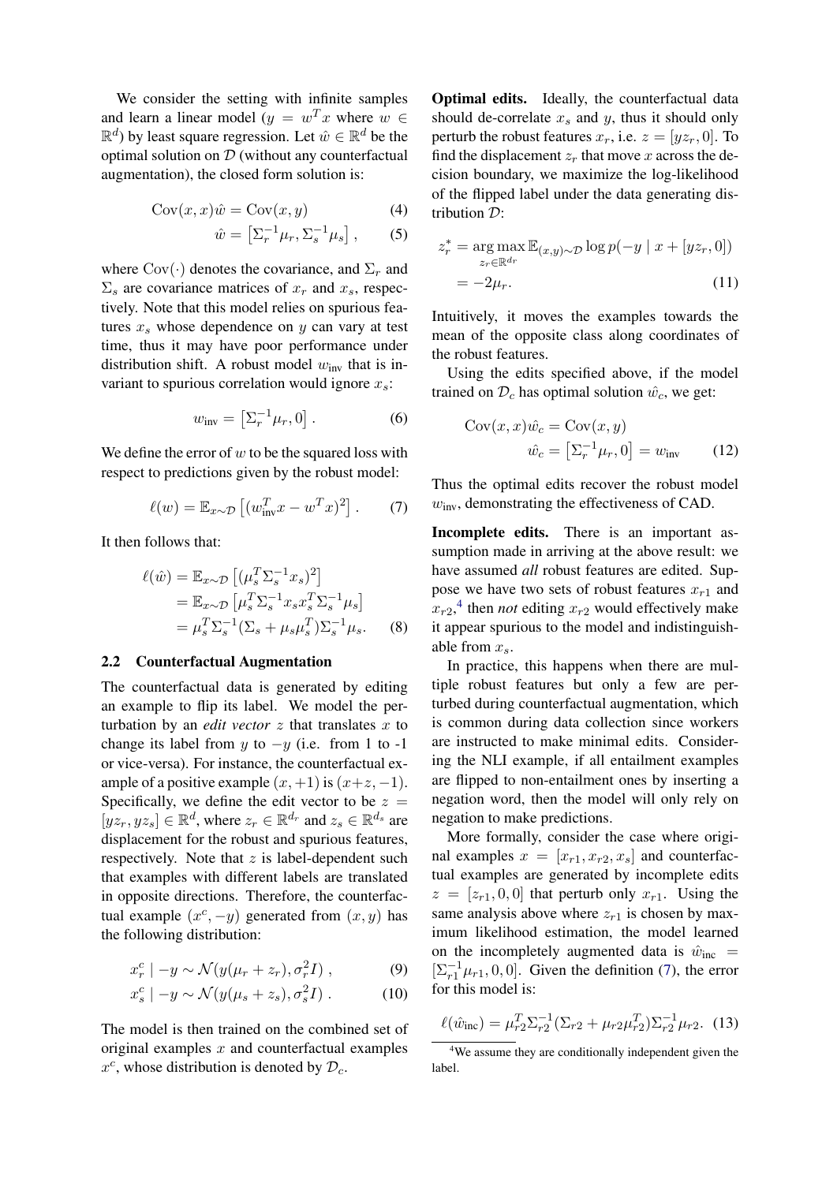We consider the setting with infinite samples and learn a linear model ($y = w^T x$ where $w \in \mathbb{R}^d$) by least square regression. Let $\hat{w} \in \mathbb{R}^d$ be the optimal solution on $\mathcal{D}$ (without any counterfactual augmentation), the closed form solution is:

$$\mathrm{Cov}(x, x)\hat{w} = \mathrm{Cov}(x, y) \tag{4}$$

$$\hat{w} = \left[\Sigma_r^{-1}\mu_r, \Sigma_s^{-1}\mu_s\right], \tag{5}$$

where $\mathrm{Cov}(\cdot)$ denotes the covariance, and $\Sigma_r$ and $\Sigma_s$ are covariance matrices of $x_r$ and $x_s$, respectively. Note that this model relies on spurious features $x_s$ whose dependence on $y$ can vary at test time, thus it may have poor performance under distribution shift. A robust model $w_{\text{inv}}$ that is invariant to spurious correlation would ignore $x_s$:

$$w_{\text{inv}} = \left[\Sigma_r^{-1}\mu_r, 0\right]. \tag{6}$$

We define the error of $w$ to be the squared loss with respect to predictions given by the robust model:

$$\ell(w) = \mathbb{E}_{x\sim\mathcal{D}}\left[(w_{\text{inv}}^T x - w^T x)^2\right]. \tag{7}$$

It then follows that:

$$\begin{aligned}
\ell(\hat{w}) &= \mathbb{E}_{x\sim\mathcal{D}}\left[(\mu_s^T \Sigma_s^{-1} x_s)^2\right] \\
&= \mathbb{E}_{x\sim\mathcal{D}}\left[\mu_s^T \Sigma_s^{-1} x_s x_s^T \Sigma_s^{-1}\mu_s\right] \\
&= \mu_s^T \Sigma_s^{-1}(\Sigma_s + \mu_s\mu_s^T)\Sigma_s^{-1}\mu_s. 
\end{aligned} \tag{8}$$

## 2.2 Counterfactual Augmentation

The counterfactual data is generated by editing an example to flip its label. We model the perturbation by an *edit vector* $z$ that translates $x$ to change its label from $y$ to $-y$ (i.e. from 1 to -1 or vice-versa). For instance, the counterfactual example of a positive example $(x, +1)$ is $(x+z, -1)$. Specifically, we define the edit vector to be $z = [yz_r, yz_s] \in \mathbb{R}^d$, where $z_r \in \mathbb{R}^{d_r}$ and $z_s \in \mathbb{R}^{d_s}$ are displacement for the robust and spurious features, respectively. Note that $z$ is label-dependent such that examples with different labels are translated in opposite directions. Therefore, the counterfactual example $(x^c, -y)$ generated from $(x, y)$ has the following distribution:

$$x_r^c \mid -y \sim \mathcal{N}(y(\mu_r + z_r), \sigma_r^2 I), \tag{9}$$

$$x_s^c \mid -y \sim \mathcal{N}(y(\mu_s + z_s), \sigma_s^2 I). \tag{10}$$

The model is then trained on the combined set of original examples $x$ and counterfactual examples $x^c$, whose distribution is denoted by $\mathcal{D}_c$.

**Optimal edits.** Ideally, the counterfactual data should de-correlate $x_s$ and $y$, thus it should only perturb the robust features $x_r$, i.e. $z = [yz_r, 0]$. To find the displacement $z_r$ that move $x$ across the decision boundary, we maximize the log-likelihood of the flipped label under the data generating distribution $\mathcal{D}$:

$$\begin{aligned}
z_r^* &= \operatorname*{arg\,max}_{z_r \in \mathbb{R}^{d_r}} \mathbb{E}_{(x,y)\sim\mathcal{D}} \log p(-y \mid x + [yz_r, 0]) \\
&= -2\mu_r.
\end{aligned} \tag{11}$$

Intuitively, it moves the examples towards the mean of the opposite class along coordinates of the robust features.

Using the edits specified above, if the model trained on $\mathcal{D}_c$ has optimal solution $\hat{w}_c$, we get:

$$\begin{aligned}
\mathrm{Cov}(x, x)\hat{w}_c &= \mathrm{Cov}(x, y) \\
\hat{w}_c &= \left[\Sigma_r^{-1}\mu_r, 0\right] = w_{\text{inv}}
\end{aligned} \tag{12}$$

Thus the optimal edits recover the robust model $w_{\text{inv}}$, demonstrating the effectiveness of CAD.

**Incomplete edits.** There is an important assumption made in arriving at the above result: we have assumed *all* robust features are edited. Suppose we have two sets of robust features $x_{r1}$ and $x_{r2}$,[4] then *not* editing $x_{r2}$ would effectively make it appear spurious to the model and indistinguishable from $x_s$.

In practice, this happens when there are multiple robust features but only a few are perturbed during counterfactual augmentation, which is common during data collection since workers are instructed to make minimal edits. Considering the NLI example, if all entailment examples are flipped to non-entailment ones by inserting a negation word, then the model will only rely on negation to make predictions.

More formally, consider the case where original examples $x = [x_{r1}, x_{r2}, x_s]$ and counterfactual examples are generated by incomplete edits $z = [z_{r1}, 0, 0]$ that perturb only $x_{r1}$. Using the same analysis above where $z_{r1}$ is chosen by maximum likelihood estimation, the model learned on the incompletely augmented data is $\hat{w}_{\text{inc}} = [\Sigma_{r1}^{-1}\mu_{r1}, 0, 0]$. Given the definition (7), the error for this model is:

$$\ell(\hat{w}_{\text{inc}}) = \mu_{r2}^T \Sigma_{r2}^{-1}(\Sigma_{r2} + \mu_{r2}\mu_{r2}^T)\Sigma_{r2}^{-1}\mu_{r2}. \tag{13}$$

[4] We assume they are conditionally independent given the label.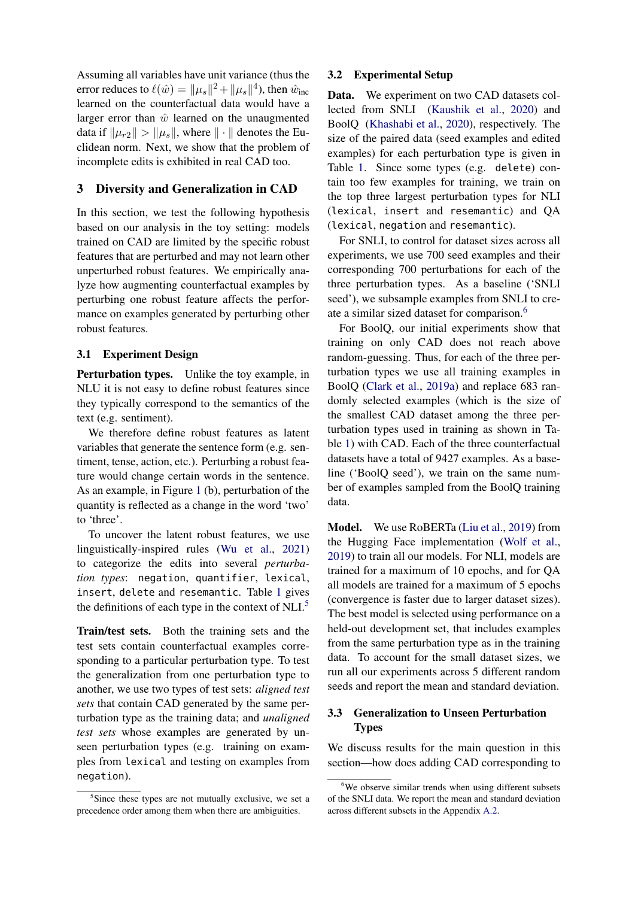Assuming all variables have unit variance (thus the error reduces to $\ell(\hat{w}) = \|\mu_s\|^2 + \|\mu_s\|^4$), then $\hat{w}_{\text{inc}}$ learned on the counterfactual data would have a larger error than $\hat{w}$ learned on the unaugmented data if $\|\mu_{r2}\| > \|\mu_s\|$, where $\|\cdot\|$ denotes the Euclidean norm. Next, we show that the problem of incomplete edits is exhibited in real CAD too.

## 3 Diversity and Generalization in CAD

In this section, we test the following hypothesis based on our analysis in the toy setting: models trained on CAD are limited by the specific robust features that are perturbed and may not learn other unperturbed robust features. We empirically analyze how augmenting counterfactual examples by perturbing one robust feature affects the performance on examples generated by perturbing other robust features.

### 3.1 Experiment Design

**Perturbation types.** Unlike the toy example, in NLU it is not easy to define robust features since they typically correspond to the semantics of the text (e.g. sentiment).

We therefore define robust features as latent variables that generate the sentence form (e.g. sentiment, tense, action, etc.). Perturbing a robust feature would change certain words in the sentence. As an example, in Figure 1 (b), perturbation of the quantity is reflected as a change in the word 'two' to 'three'.

To uncover the latent robust features, we use linguistically-inspired rules (Wu et al., 2021) to categorize the edits into several *perturbation types*: `negation`, `quantifier`, `lexical`, `insert`, `delete` and `resemantic`. Table 1 gives the definitions of each type in the context of NLI.[5]

**Train/test sets.** Both the training sets and the test sets contain counterfactual examples corresponding to a particular perturbation type. To test the generalization from one perturbation type to another, we use two types of test sets: *aligned test sets* that contain CAD generated by the same perturbation type as the training data; and *unaligned test sets* whose examples are generated by unseen perturbation types (e.g. training on examples from `lexical` and testing on examples from `negation`).

### 3.2 Experimental Setup

**Data.** We experiment on two CAD datasets collected from SNLI (Kaushik et al., 2020) and BoolQ (Khashabi et al., 2020), respectively. The size of the paired data (seed examples and edited examples) for each perturbation type is given in Table 1. Since some types (e.g. `delete`) contain too few examples for training, we train on the top three largest perturbation types for NLI (`lexical`, `insert` and `resemantic`) and QA (`lexical`, `negation` and `resemantic`).

For SNLI, to control for dataset sizes across all experiments, we use 700 seed examples and their corresponding 700 perturbations for each of the three perturbation types. As a baseline ('SNLI seed'), we subsample examples from SNLI to create a similar sized dataset for comparison.[6]

For BoolQ, our initial experiments show that training on only CAD does not reach above random-guessing. Thus, for each of the three perturbation types we use all training examples in BoolQ (Clark et al., 2019a) and replace 683 randomly selected examples (which is the size of the smallest CAD dataset among the three perturbation types used in training as shown in Table 1) with CAD. Each of the three counterfactual datasets have a total of 9427 examples. As a baseline ('BoolQ seed'), we train on the same number of examples sampled from the BoolQ training data.

**Model.** We use RoBERTa (Liu et al., 2019) from the Hugging Face implementation (Wolf et al., 2019) to train all our models. For NLI, models are trained for a maximum of 10 epochs, and for QA all models are trained for a maximum of 5 epochs (convergence is faster due to larger dataset sizes). The best model is selected using performance on a held-out development set, that includes examples from the same perturbation type as in the training data. To account for the small dataset sizes, we run all our experiments across 5 different random seeds and report the mean and standard deviation.

### 3.3 Generalization to Unseen Perturbation Types

We discuss results for the main question in this section—how does adding CAD corresponding to

[5] Since these types are not mutually exclusive, we set a precedence order among them when there are ambiguities.

[6] We observe similar trends when using different subsets of the SNLI data. We report the mean and standard deviation across different subsets in the Appendix A.2.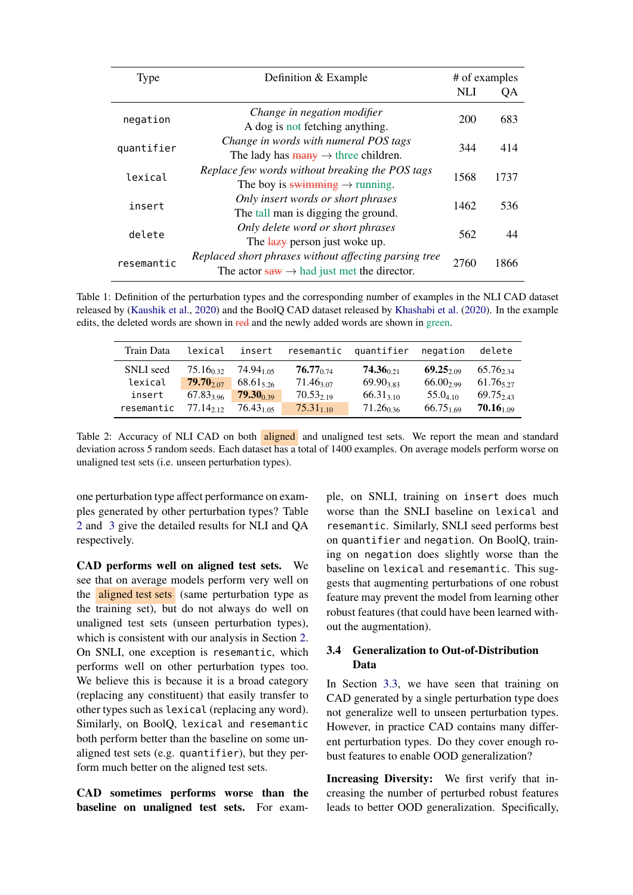| Type | Definition & Example | # of examples NLI | # of examples QA |
|---|---|---|---|
| `negation` | *Change in negation modifier* A dog is not fetching anything. | 200 | 683 |
| `quantifier` | *Change in words with numeral POS tags* The lady has ~~many~~ → three children. | 344 | 414 |
| `lexical` | *Replace few words without breaking the POS tags* The boy is ~~swimming~~ → running. | 1568 | 1737 |
| `insert` | *Only insert words or short phrases* The tall man is digging the ground. | 1462 | 536 |
| `delete` | *Only delete word or short phrases* The ~~lazy~~ person just woke up. | 562 | 44 |
| `resemantic` | *Replaced short phrases without affecting parsing tree* The actor ~~saw~~ → had just met the director. | 2760 | 1866 |

Table 1: Definition of the perturbation types and the corresponding number of examples in the NLI CAD dataset released by (Kaushik et al., 2020) and the BoolQ CAD dataset released by Khashabi et al. (2020). In the example edits, the deleted words are shown in ~~red~~ and the newly added words are shown in green.

| Train Data | `lexical` | `insert` | `resemantic` | `quantifier` | `negation` | `delete` |
|---|---|---|---|---|---|---|
| SNLI seed | $75.16_{0.32}$ | $74.94_{1.05}$ | $\mathbf{76.77}_{0.74}$ | $\mathbf{74.36}_{0.21}$ | $\mathbf{69.25}_{2.09}$ | $65.76_{2.34}$ |
| `lexical` | $\mathbf{79.70}_{2.07}$ | $68.61_{5.26}$ | $71.46_{3.07}$ | $69.90_{3.83}$ | $66.00_{2.99}$ | $61.76_{5.27}$ |
| `insert` | $67.83_{3.96}$ | $\mathbf{79.30}_{0.39}$ | $70.53_{2.19}$ | $66.31_{3.10}$ | $55.04_{4.10}$ | $69.75_{2.43}$ |
| `resemantic` | $77.14_{2.12}$ | $76.43_{1.05}$ | $75.31_{1.10}$ | $71.26_{0.36}$ | $66.75_{1.69}$ | $\mathbf{70.16}_{1.09}$ |

Table 2: Accuracy of NLI CAD on both aligned and unaligned test sets. We report the mean and standard deviation across 5 random seeds. Each dataset has a total of 1400 examples. On average models perform worse on unaligned test sets (i.e. unseen perturbation types).

one perturbation type affect performance on examples generated by other perturbation types? Table 2 and 3 give the detailed results for NLI and QA respectively.

**CAD performs well on aligned test sets.** We see that on average models perform very well on the aligned test sets (same perturbation type as the training set), but do not always do well on unaligned test sets (unseen perturbation types), which is consistent with our analysis in Section 2. On SNLI, one exception is `resemantic`, which performs well on other perturbation types too. We believe this is because it is a broad category (replacing any constituent) that easily transfer to other types such as `lexical` (replacing any word). Similarly, on BoolQ, `lexical` and `resemantic` both perform better than the baseline on some unaligned test sets (e.g. `quantifier`), but they perform much better on the aligned test sets.

**CAD sometimes performs worse than the baseline on unaligned test sets.** For example, on SNLI, training on `insert` does much worse than the SNLI baseline on `lexical` and `resemantic`. Similarly, SNLI seed performs best on `quantifier` and `negation`. On BoolQ, training on `negation` does slightly worse than the baseline on `lexical` and `resemantic`. This suggests that augmenting perturbations of one robust feature may prevent the model from learning other robust features (that could have been learned without the augmentation).

### 3.4 Generalization to Out-of-Distribution Data

In Section 3.3, we have seen that training on CAD generated by a single perturbation type does not generalize well to unseen perturbation types. However, in practice CAD contains many different perturbation types. Do they cover enough robust features to enable OOD generalization?

**Increasing Diversity:** We first verify that increasing the number of perturbed robust features leads to better OOD generalization. Specifically,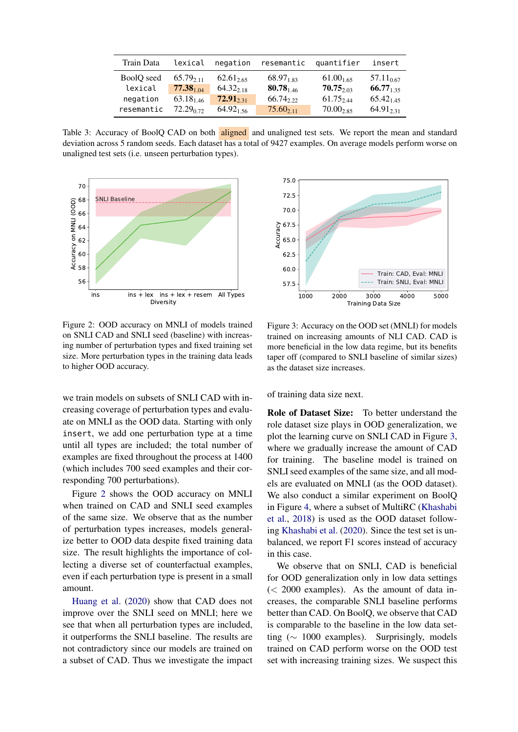| Train Data | `lexical` | `negation` | `resemantic` | `quantifier` | `insert` |
|---|---|---|---|---|---|
| BoolQ seed | $65.79_{2.11}$ | $62.61_{2.65}$ | $68.97_{1.83}$ | $61.00_{1.65}$ | $57.11_{0.67}$ |
| `lexical` | $\mathbf{77.38}_{1.04}$ | $64.32_{2.18}$ | $\mathbf{80.78}_{1.46}$ | $\mathbf{70.75}_{2.03}$ | $\mathbf{66.77}_{1.35}$ |
| `negation` | $63.18_{1.46}$ | $\mathbf{72.91}_{2.31}$ | $66.74_{2.22}$ | $61.75_{2.44}$ | $65.42_{1.45}$ |
| `resemantic` | $72.29_{0.72}$ | $64.92_{1.56}$ | $75.60_{2.11}$ | $70.00_{2.85}$ | $64.91_{2.31}$ |

Table 3: Accuracy of BoolQ CAD on both aligned and unaligned test sets. We report the mean and standard deviation across 5 random seeds. Each dataset has a total of 9427 examples. On average models perform worse on unaligned test sets (i.e. unseen perturbation types).

Figure 2: OOD accuracy on MNLI of models trained on SNLI CAD and SNLI seed (baseline) with increasing number of perturbation types and fixed training set size. More perturbation types in the training data leads to higher OOD accuracy.

Figure 3: Accuracy on the OOD set (MNLI) for models trained on increasing amounts of NLI CAD. CAD is more beneficial in the low data regime, but its benefits taper off (compared to SNLI baseline of similar sizes) as the dataset size increases.

we train models on subsets of SNLI CAD with increasing coverage of perturbation types and evaluate on MNLI as the OOD data. Starting with only `insert`, we add one perturbation type at a time until all types are included; the total number of examples are fixed throughout the process at 1400 (which includes 700 seed examples and their corresponding 700 perturbations).

Figure 2 shows the OOD accuracy on MNLI when trained on CAD and SNLI seed examples of the same size. We observe that as the number of perturbation types increases, models generalize better to OOD data despite fixed training data size. The result highlights the importance of collecting a diverse set of counterfactual examples, even if each perturbation type is present in a small amount.

Huang et al. (2020) show that CAD does not improve over the SNLI seed on MNLI; here we see that when all perturbation types are included, it outperforms the SNLI baseline. The results are not contradictory since our models are trained on a subset of CAD. Thus we investigate the impact of training data size next.

**Role of Dataset Size:** To better understand the role dataset size plays in OOD generalization, we plot the learning curve on SNLI CAD in Figure 3, where we gradually increase the amount of CAD for training. The baseline model is trained on SNLI seed examples of the same size, and all models are evaluated on MNLI (as the OOD dataset). We also conduct a similar experiment on BoolQ in Figure 4, where a subset of MultiRC (Khashabi et al., 2018) is used as the OOD dataset following Khashabi et al. (2020). Since the test set is unbalanced, we report F1 scores instead of accuracy in this case.

We observe that on SNLI, CAD is beneficial for OOD generalization only in low data settings ($<$ 2000 examples). As the amount of data increases, the comparable SNLI baseline performs better than CAD. On BoolQ, we observe that CAD is comparable to the baseline in the low data setting ($\sim$ 1000 examples). Surprisingly, models trained on CAD perform worse on the OOD test set with increasing training sizes. We suspect this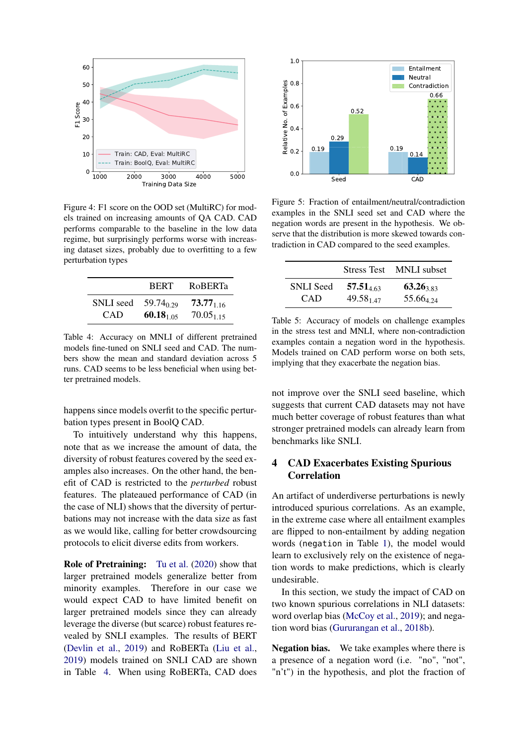Figure 4: F1 score on the OOD set (MultiRC) for models trained on increasing amounts of QA CAD. CAD performs comparable to the baseline in the low data regime, but surprisingly performs worse with increasing dataset sizes, probably due to overfitting to a few perturbation types

|  | BERT | RoBERTa |
|---|---|---|
| SNLI seed | $59.74_{0.29}$ | $\mathbf{73.77}_{1.16}$ |
| CAD | $\mathbf{60.18}_{1.05}$ | $70.05_{1.15}$ |

Table 4: Accuracy on MNLI of different pretrained models fine-tuned on SNLI seed and CAD. The numbers show the mean and standard deviation across 5 runs. CAD seems to be less beneficial when using better pretrained models.

happens since models overfit to the specific perturbation types present in BoolQ CAD.

To intuitively understand why this happens, note that as we increase the amount of data, the diversity of robust features covered by the seed examples also increases. On the other hand, the benefit of CAD is restricted to the *perturbed* robust features. The plateaued performance of CAD (in the case of NLI) shows that the diversity of perturbations may not increase with the data size as fast as we would like, calling for better crowdsourcing protocols to elicit diverse edits from workers.

**Role of Pretraining:** Tu et al. (2020) show that larger pretrained models generalize better from minority examples. Therefore in our case we would expect CAD to have limited benefit on larger pretrained models since they can already leverage the diverse (but scarce) robust features revealed by SNLI examples. The results of BERT (Devlin et al., 2019) and RoBERTa (Liu et al., 2019) models trained on SNLI CAD are shown in Table 4. When using RoBERTa, CAD does not improve over the SNLI seed baseline, which suggests that current CAD datasets may not have much better coverage of robust features than what stronger pretrained models can already learn from benchmarks like SNLI.

Figure 5: Fraction of entailment/neutral/contradiction examples in the SNLI seed set and CAD where the negation words are present in the hypothesis. We observe that the distribution is more skewed towards contradiction in CAD compared to the seed examples.

|  | Stress Test | MNLI subset |
|---|---|---|
| SNLI Seed | $\mathbf{57.51}_{4.63}$ | $\mathbf{63.26}_{3.83}$ |
| CAD | $49.58_{1.47}$ | $55.66_{4.24}$ |

Table 5: Accuracy of models on challenge examples in the stress test and MNLI, where non-contradiction examples contain a negation word in the hypothesis. Models trained on CAD perform worse on both sets, implying that they exacerbate the negation bias.

## 4 CAD Exacerbates Existing Spurious Correlation

An artifact of underdiverse perturbations is newly introduced spurious correlations. As an example, in the extreme case where all entailment examples are flipped to non-entailment by adding negation words (`negation` in Table 1), the model would learn to exclusively rely on the existence of negation words to make predictions, which is clearly undesirable.

In this section, we study the impact of CAD on two known spurious correlations in NLI datasets: word overlap bias (McCoy et al., 2019); and negation word bias (Gururangan et al., 2018b).

**Negation bias.** We take examples where there is a presence of a negation word (i.e. "no", "not", "n't") in the hypothesis, and plot the fraction of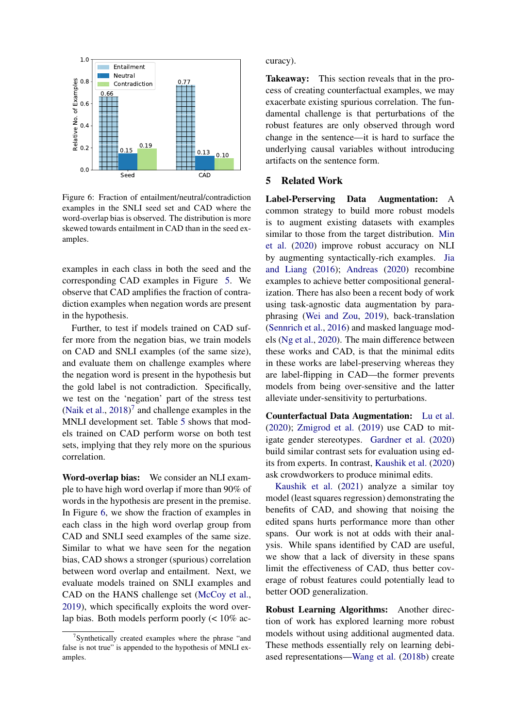Figure 6: Fraction of entailment/neutral/contradiction examples in the SNLI seed set and CAD where the word-overlap bias is observed. The distribution is more skewed towards entailment in CAD than in the seed examples.

examples in each class in both the seed and the corresponding CAD examples in Figure 5. We observe that CAD amplifies the fraction of contradiction examples when negation words are present in the hypothesis.

Further, to test if models trained on CAD suffer more from the negation bias, we train models on CAD and SNLI examples (of the same size), and evaluate them on challenge examples where the negation word is present in the hypothesis but the gold label is not contradiction. Specifically, we test on the 'negation' part of the stress test (Naik et al., 2018)[7] and challenge examples in the MNLI development set. Table 5 shows that models trained on CAD perform worse on both test sets, implying that they rely more on the spurious correlation.

**Word-overlap bias:** We consider an NLI example to have high word overlap if more than 90% of words in the hypothesis are present in the premise. In Figure 6, we show the fraction of examples in each class in the high word overlap group from CAD and SNLI seed examples of the same size. Similar to what we have seen for the negation bias, CAD shows a stronger (spurious) correlation between word overlap and entailment. Next, we evaluate models trained on SNLI examples and CAD on the HANS challenge set (McCoy et al., 2019), which specifically exploits the word overlap bias. Both models perform poorly (< 10% accuracy).

**Takeaway:** This section reveals that in the process of creating counterfactual examples, we may exacerbate existing spurious correlation. The fundamental challenge is that perturbations of the robust features are only observed through word change in the sentence—it is hard to surface the underlying causal variables without introducing artifacts on the sentence form.

## 5 Related Work

**Label-Perserving Data Augmentation:** A common strategy to build more robust models is to augment existing datasets with examples similar to those from the target distribution. Min et al. (2020) improve robust accuracy on NLI by augmenting syntactically-rich examples. Jia and Liang (2016); Andreas (2020) recombine examples to achieve better compositional generalization. There has also been a recent body of work using task-agnostic data augmentation by paraphrasing (Wei and Zou, 2019), back-translation (Sennrich et al., 2016) and masked language models (Ng et al., 2020). The main difference between these works and CAD, is that the minimal edits in these works are label-preserving whereas they are label-flipping in CAD—the former prevents models from being over-sensitive and the latter alleviate under-sensitivity to perturbations.

**Counterfactual Data Augmentation:** Lu et al. (2020); Zmigrod et al. (2019) use CAD to mitigate gender stereotypes. Gardner et al. (2020) build similar contrast sets for evaluation using edits from experts. In contrast, Kaushik et al. (2020) ask crowdworkers to produce minimal edits.

Kaushik et al. (2021) analyze a similar toy model (least squares regression) demonstrating the benefits of CAD, and showing that noising the edited spans hurts performance more than other spans. Our work is not at odds with their analysis. While spans identified by CAD are useful, we show that a lack of diversity in these spans limit the effectiveness of CAD, thus better coverage of robust features could potentially lead to better OOD generalization.

**Robust Learning Algorithms:** Another direction of work has explored learning more robust models without using additional augmented data. These methods essentially rely on learning debiased representations—Wang et al. (2018b) create

[7] Synthetically created examples where the phrase "and false is not true" is appended to the hypothesis of MNLI examples.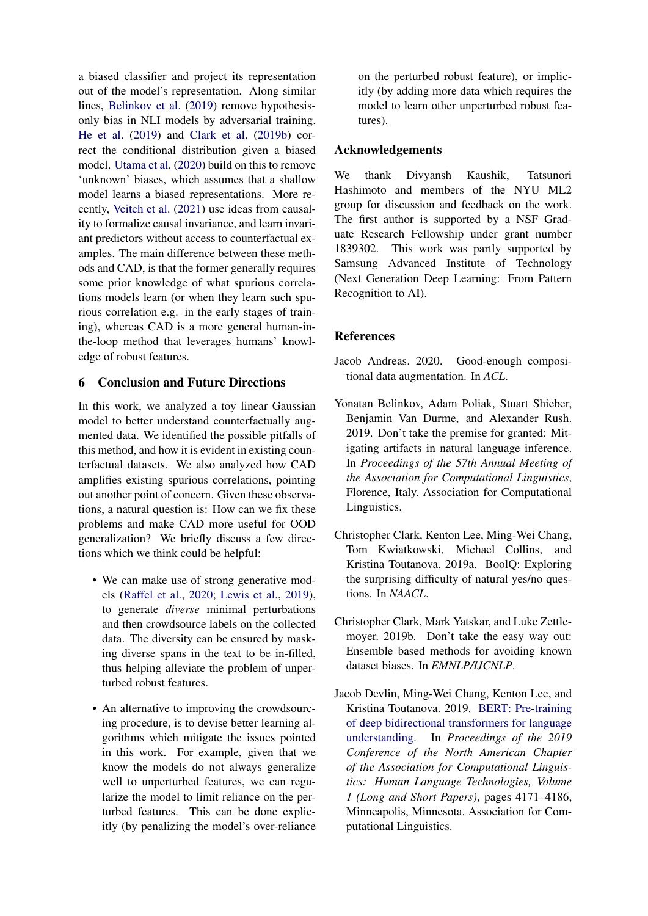a biased classifier and project its representation out of the model's representation. Along similar lines, Belinkov et al. (2019) remove hypothesis-only bias in NLI models by adversarial training. He et al. (2019) and Clark et al. (2019b) correct the conditional distribution given a biased model. Utama et al. (2020) build on this to remove 'unknown' biases, which assumes that a shallow model learns a biased representations. More recently, Veitch et al. (2021) use ideas from causality to formalize causal invariance, and learn invariant predictors without access to counterfactual examples. The main difference between these methods and CAD, is that the former generally requires some prior knowledge of what spurious correlations models learn (or when they learn such spurious correlation e.g. in the early stages of training), whereas CAD is a more general human-in-the-loop method that leverages humans' knowledge of robust features.

## 6 Conclusion and Future Directions

In this work, we analyzed a toy linear Gaussian model to better understand counterfactually augmented data. We identified the possible pitfalls of this method, and how it is evident in existing counterfactual datasets. We also analyzed how CAD amplifies existing spurious correlations, pointing out another point of concern. Given these observations, a natural question is: How can we fix these problems and make CAD more useful for OOD generalization? We briefly discuss a few directions which we think could be helpful:

- We can make use of strong generative models (Raffel et al., 2020; Lewis et al., 2019), to generate *diverse* minimal perturbations and then crowdsource labels on the collected data. The diversity can be ensured by masking diverse spans in the text to be in-filled, thus helping alleviate the problem of unperturbed robust features.
- An alternative to improving the crowdsourcing procedure, is to devise better learning algorithms which mitigate the issues pointed in this work. For example, given that we know the models do not always generalize well to unperturbed features, we can regularize the model to limit reliance on the perturbed features. This can be done explicitly (by penalizing the model's over-reliance on the perturbed robust feature), or implicitly (by adding more data which requires the model to learn other unperturbed robust features).

## Acknowledgements

We thank Divyansh Kaushik, Tatsunori Hashimoto and members of the NYU ML2 group for discussion and feedback on the work. The first author is supported by a NSF Graduate Research Fellowship under grant number 1839302. This work was partly supported by Samsung Advanced Institute of Technology (Next Generation Deep Learning: From Pattern Recognition to AI).

## References

Jacob Andreas. 2020. Good-enough compositional data augmentation. In *ACL*.

Yonatan Belinkov, Adam Poliak, Stuart Shieber, Benjamin Van Durme, and Alexander Rush. 2019. Don't take the premise for granted: Mitigating artifacts in natural language inference. In *Proceedings of the 57th Annual Meeting of the Association for Computational Linguistics*, Florence, Italy. Association for Computational Linguistics.

Christopher Clark, Kenton Lee, Ming-Wei Chang, Tom Kwiatkowski, Michael Collins, and Kristina Toutanova. 2019a. BoolQ: Exploring the surprising difficulty of natural yes/no questions. In *NAACL*.

Christopher Clark, Mark Yatskar, and Luke Zettlemoyer. 2019b. Don't take the easy way out: Ensemble based methods for avoiding known dataset biases. In *EMNLP/IJCNLP*.

Jacob Devlin, Ming-Wei Chang, Kenton Lee, and Kristina Toutanova. 2019. BERT: Pre-training of deep bidirectional transformers for language understanding. In *Proceedings of the 2019 Conference of the North American Chapter of the Association for Computational Linguistics: Human Language Technologies, Volume 1 (Long and Short Papers)*, pages 4171–4186, Minneapolis, Minnesota. Association for Computational Linguistics.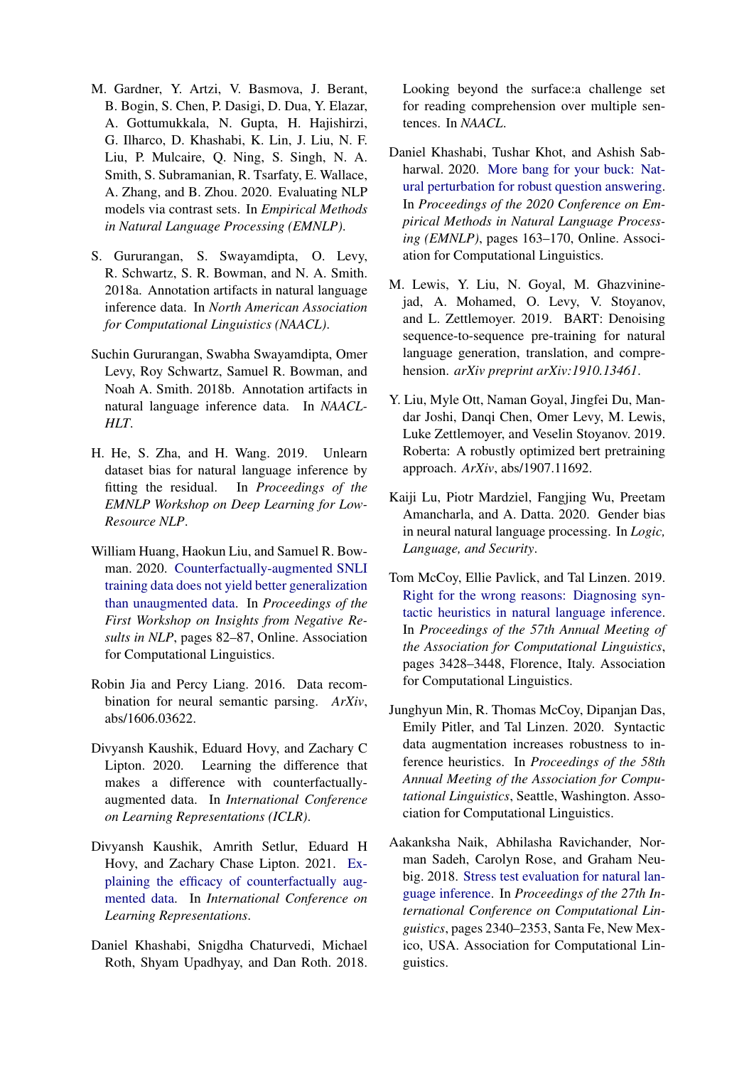M. Gardner, Y. Artzi, V. Basmova, J. Berant, B. Bogin, S. Chen, P. Dasigi, D. Dua, Y. Elazar, A. Gottumukkala, N. Gupta, H. Hajishirzi, G. Ilharco, D. Khashabi, K. Lin, J. Liu, N. F. Liu, P. Mulcaire, Q. Ning, S. Singh, N. A. Smith, S. Subramanian, R. Tsarfaty, E. Wallace, A. Zhang, and B. Zhou. 2020. Evaluating NLP models via contrast sets. In *Empirical Methods in Natural Language Processing (EMNLP)*.

S. Gururangan, S. Swayamdipta, O. Levy, R. Schwartz, S. R. Bowman, and N. A. Smith. 2018a. Annotation artifacts in natural language inference data. In *North American Association for Computational Linguistics (NAACL)*.

Suchin Gururangan, Swabha Swayamdipta, Omer Levy, Roy Schwartz, Samuel R. Bowman, and Noah A. Smith. 2018b. Annotation artifacts in natural language inference data. In *NAACL-HLT*.

H. He, S. Zha, and H. Wang. 2019. Unlearn dataset bias for natural language inference by fitting the residual. In *Proceedings of the EMNLP Workshop on Deep Learning for Low-Resource NLP*.

William Huang, Haokun Liu, and Samuel R. Bowman. 2020. Counterfactually-augmented SNLI training data does not yield better generalization than unaugmented data. In *Proceedings of the First Workshop on Insights from Negative Results in NLP*, pages 82–87, Online. Association for Computational Linguistics.

Robin Jia and Percy Liang. 2016. Data recombination for neural semantic parsing. *ArXiv*, abs/1606.03622.

Divyansh Kaushik, Eduard Hovy, and Zachary C Lipton. 2020. Learning the difference that makes a difference with counterfactually-augmented data. In *International Conference on Learning Representations (ICLR)*.

Divyansh Kaushik, Amrith Setlur, Eduard H Hovy, and Zachary Chase Lipton. 2021. Explaining the efficacy of counterfactually augmented data. In *International Conference on Learning Representations*.

Daniel Khashabi, Snigdha Chaturvedi, Michael Roth, Shyam Upadhyay, and Dan Roth. 2018. Looking beyond the surface:a challenge set for reading comprehension over multiple sentences. In *NAACL*.

Daniel Khashabi, Tushar Khot, and Ashish Sabharwal. 2020. More bang for your buck: Natural perturbation for robust question answering. In *Proceedings of the 2020 Conference on Empirical Methods in Natural Language Processing (EMNLP)*, pages 163–170, Online. Association for Computational Linguistics.

M. Lewis, Y. Liu, N. Goyal, M. Ghazvininejad, A. Mohamed, O. Levy, V. Stoyanov, and L. Zettlemoyer. 2019. BART: Denoising sequence-to-sequence pre-training for natural language generation, translation, and comprehension. *arXiv preprint arXiv:1910.13461*.

Y. Liu, Myle Ott, Naman Goyal, Jingfei Du, Mandar Joshi, Danqi Chen, Omer Levy, M. Lewis, Luke Zettlemoyer, and Veselin Stoyanov. 2019. Roberta: A robustly optimized bert pretraining approach. *ArXiv*, abs/1907.11692.

Kaiji Lu, Piotr Mardziel, Fangjing Wu, Preetam Amancharla, and A. Datta. 2020. Gender bias in neural natural language processing. In *Logic, Language, and Security*.

Tom McCoy, Ellie Pavlick, and Tal Linzen. 2019. Right for the wrong reasons: Diagnosing syntactic heuristics in natural language inference. In *Proceedings of the 57th Annual Meeting of the Association for Computational Linguistics*, pages 3428–3448, Florence, Italy. Association for Computational Linguistics.

Junghyun Min, R. Thomas McCoy, Dipanjan Das, Emily Pitler, and Tal Linzen. 2020. Syntactic data augmentation increases robustness to inference heuristics. In *Proceedings of the 58th Annual Meeting of the Association for Computational Linguistics*, Seattle, Washington. Association for Computational Linguistics.

Aakanksha Naik, Abhilasha Ravichander, Norman Sadeh, Carolyn Rose, and Graham Neubig. 2018. Stress test evaluation for natural language inference. In *Proceedings of the 27th International Conference on Computational Linguistics*, pages 2340–2353, Santa Fe, New Mexico, USA. Association for Computational Linguistics.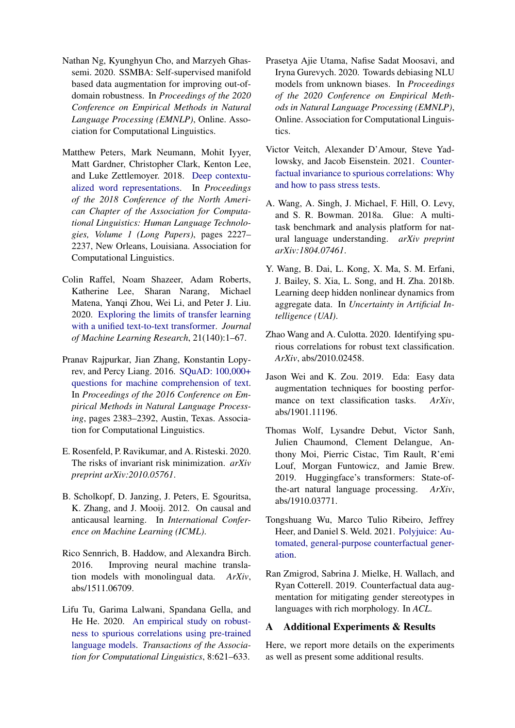Nathan Ng, Kyunghyun Cho, and Marzyeh Ghassemi. 2020. SSMBA: Self-supervised manifold based data augmentation for improving out-of-domain robustness. In *Proceedings of the 2020 Conference on Empirical Methods in Natural Language Processing (EMNLP)*, Online. Association for Computational Linguistics.

Matthew Peters, Mark Neumann, Mohit Iyyer, Matt Gardner, Christopher Clark, Kenton Lee, and Luke Zettlemoyer. 2018. Deep contextualized word representations. In *Proceedings of the 2018 Conference of the North American Chapter of the Association for Computational Linguistics: Human Language Technologies, Volume 1 (Long Papers)*, pages 2227–2237, New Orleans, Louisiana. Association for Computational Linguistics.

Colin Raffel, Noam Shazeer, Adam Roberts, Katherine Lee, Sharan Narang, Michael Matena, Yanqi Zhou, Wei Li, and Peter J. Liu. 2020. Exploring the limits of transfer learning with a unified text-to-text transformer. *Journal of Machine Learning Research*, 21(140):1–67.

Pranav Rajpurkar, Jian Zhang, Konstantin Lopyrev, and Percy Liang. 2016. SQuAD: 100,000+ questions for machine comprehension of text. In *Proceedings of the 2016 Conference on Empirical Methods in Natural Language Processing*, pages 2383–2392, Austin, Texas. Association for Computational Linguistics.

E. Rosenfeld, P. Ravikumar, and A. Risteski. 2020. The risks of invariant risk minimization. *arXiv preprint arXiv:2010.05761*.

B. Scholkopf, D. Janzing, J. Peters, E. Sgouritsa, K. Zhang, and J. Mooij. 2012. On causal and anticausal learning. In *International Conference on Machine Learning (ICML)*.

Rico Sennrich, B. Haddow, and Alexandra Birch. 2016. Improving neural machine translation models with monolingual data. *ArXiv*, abs/1511.06709.

Lifu Tu, Garima Lalwani, Spandana Gella, and He He. 2020. An empirical study on robustness to spurious correlations using pre-trained language models. *Transactions of the Association for Computational Linguistics*, 8:621–633.

Prasetya Ajie Utama, Nafise Sadat Moosavi, and Iryna Gurevych. 2020. Towards debiasing NLU models from unknown biases. In *Proceedings of the 2020 Conference on Empirical Methods in Natural Language Processing (EMNLP)*, Online. Association for Computational Linguistics.

Victor Veitch, Alexander D'Amour, Steve Yadlowsky, and Jacob Eisenstein. 2021. Counterfactual invariance to spurious correlations: Why and how to pass stress tests.

A. Wang, A. Singh, J. Michael, F. Hill, O. Levy, and S. R. Bowman. 2018a. Glue: A multi-task benchmark and analysis platform for natural language understanding. *arXiv preprint arXiv:1804.07461*.

Y. Wang, B. Dai, L. Kong, X. Ma, S. M. Erfani, J. Bailey, S. Xia, L. Song, and H. Zha. 2018b. Learning deep hidden nonlinear dynamics from aggregate data. In *Uncertainty in Artificial Intelligence (UAI)*.

Zhao Wang and A. Culotta. 2020. Identifying spurious correlations for robust text classification. *ArXiv*, abs/2010.02458.

Jason Wei and K. Zou. 2019. Eda: Easy data augmentation techniques for boosting performance on text classification tasks. *ArXiv*, abs/1901.11196.

Thomas Wolf, Lysandre Debut, Victor Sanh, Julien Chaumond, Clement Delangue, Anthony Moi, Pierric Cistac, Tim Rault, R'emi Louf, Morgan Funtowicz, and Jamie Brew. 2019. Huggingface's transformers: State-of-the-art natural language processing. *ArXiv*, abs/1910.03771.

Tongshuang Wu, Marco Tulio Ribeiro, Jeffrey Heer, and Daniel S. Weld. 2021. Polyjuice: Automated, general-purpose counterfactual generation.

Ran Zmigrod, Sabrina J. Mielke, H. Wallach, and Ryan Cotterell. 2019. Counterfactual data augmentation for mitigating gender stereotypes in languages with rich morphology. In *ACL*.

## A Additional Experiments & Results

Here, we report more details on the experiments as well as present some additional results.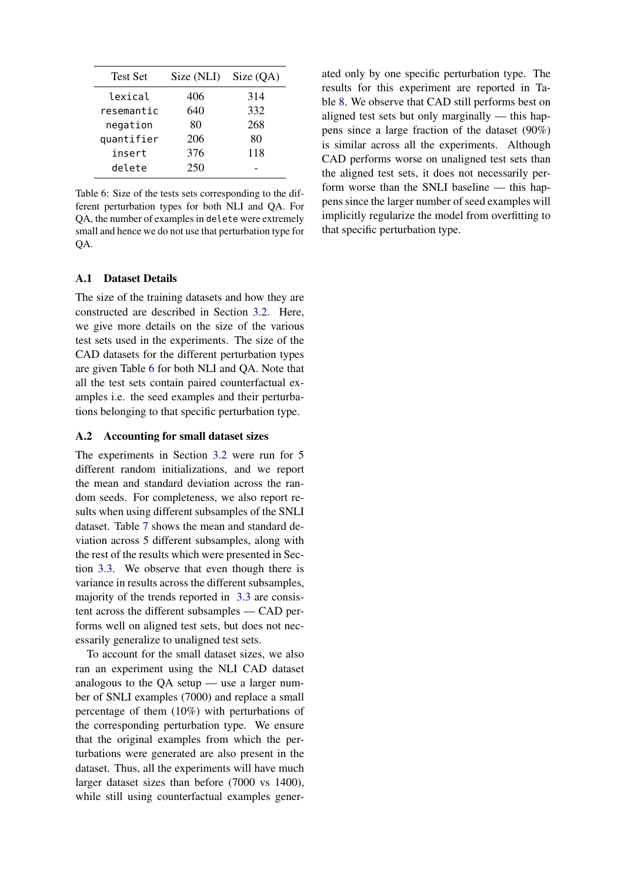| Test Set | Size (NLI) | Size (QA) |
|---|---|---|
| `lexical` | 406 | 314 |
| `resemantic` | 640 | 332 |
| `negation` | 80 | 268 |
| `quantifier` | 206 | 80 |
| `insert` | 376 | 118 |
| `delete` | 250 | - |

Table 6: Size of the tests sets corresponding to the different perturbation types for both NLI and QA. For QA, the number of examples in `delete` were extremely small and hence we do not use that perturbation type for QA.

### A.1 Dataset Details

The size of the training datasets and how they are constructed are described in Section 3.2. Here, we give more details on the size of the various test sets used in the experiments. The size of the CAD datasets for the different perturbation types are given Table 6 for both NLI and QA. Note that all the test sets contain paired counterfactual examples i.e. the seed examples and their perturbations belonging to that specific perturbation type.

### A.2 Accounting for small dataset sizes

The experiments in Section 3.2 were run for 5 different random initializations, and we report the mean and standard deviation across the random seeds. For completeness, we also report results when using different subsamples of the SNLI dataset. Table 7 shows the mean and standard deviation across 5 different subsamples, along with the rest of the results which were presented in Section 3.3. We observe that even though there is variance in results across the different subsamples, majority of the trends reported in 3.3 are consistent across the different subsamples — CAD performs well on aligned test sets, but does not necessarily generalize to unaligned test sets.

To account for the small dataset sizes, we also ran an experiment using the NLI CAD dataset analogous to the QA setup — use a larger number of SNLI examples (7000) and replace a small percentage of them (10%) with perturbations of the corresponding perturbation type. We ensure that the original examples from which the perturbations were generated are also present in the dataset. Thus, all the experiments will have much larger dataset sizes than before (7000 vs 1400), while still using counterfactual examples generated only by one specific perturbation type. The results for this experiment are reported in Table 8. We observe that CAD still performs best on aligned test sets but only marginally — this happens since a large fraction of the dataset (90%) is similar across all the experiments. Although CAD performs worse on unaligned test sets than the aligned test sets, it does not necessarily perform worse than the SNLI baseline — this happens since the larger number of seed examples will implicitly regularize the model from overfitting to that specific perturbation type.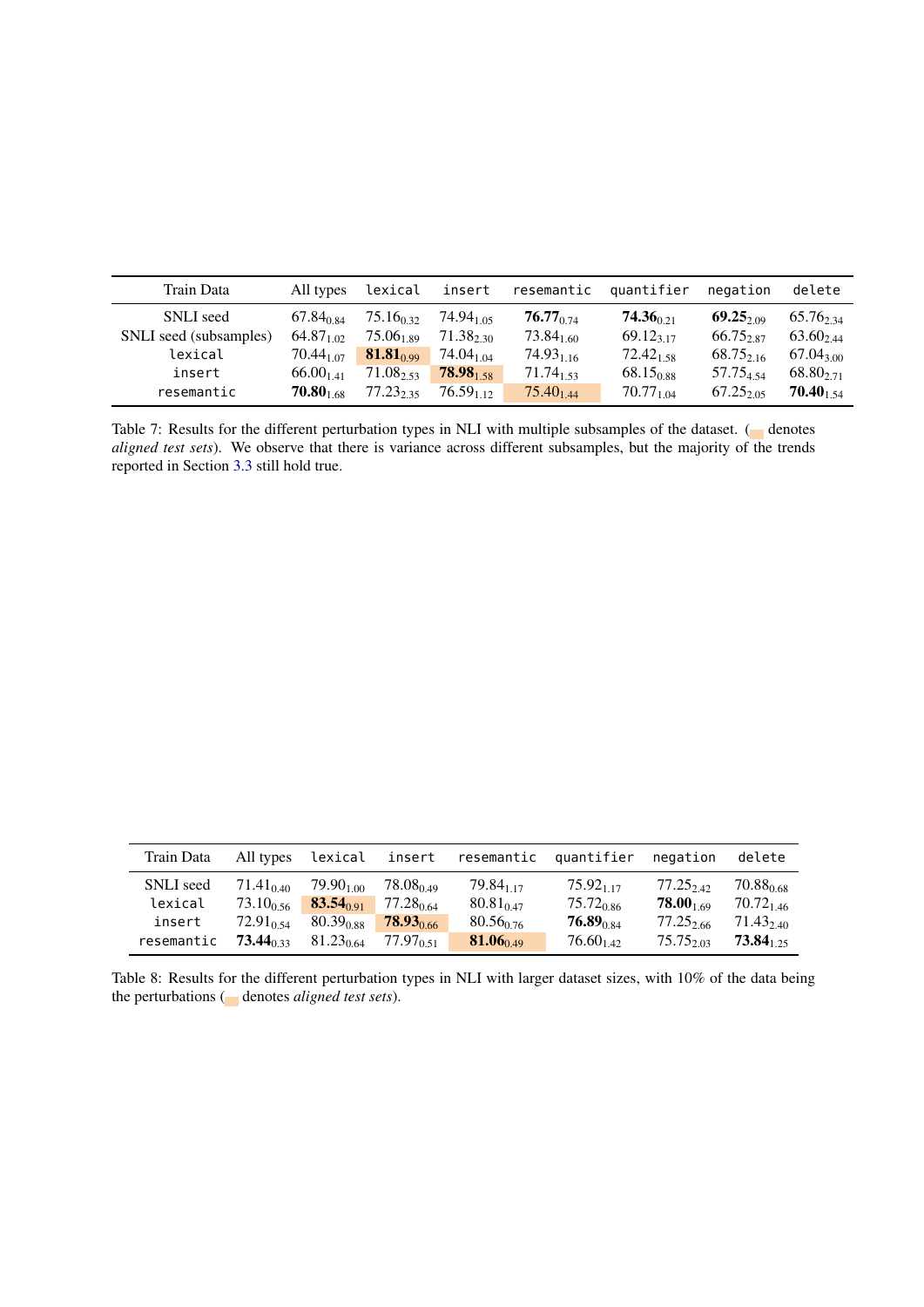| Train Data | All types | `lexical` | `insert` | `resemantic` | `quantifier` | `negation` | `delete` |
|---|---|---|---|---|---|---|---|
| SNLI seed | $67.84_{0.84}$ | $75.16_{0.32}$ | $74.94_{1.05}$ | $\mathbf{76.77}_{0.74}$ | $\mathbf{74.36}_{0.21}$ | $\mathbf{69.25}_{2.09}$ | $65.76_{2.34}$ |
| SNLI seed (subsamples) | $64.87_{1.02}$ | $75.06_{1.89}$ | $71.38_{2.30}$ | $73.84_{1.60}$ | $69.12_{3.17}$ | $66.75_{2.87}$ | $63.60_{2.44}$ |
| `lexical` | $70.44_{1.07}$ | $\mathbf{81.81}_{0.99}$ | $74.04_{1.04}$ | $74.93_{1.16}$ | $72.42_{1.58}$ | $68.75_{2.16}$ | $67.04_{3.00}$ |
| `insert` | $66.00_{1.41}$ | $71.08_{2.53}$ | $\mathbf{78.98}_{1.58}$ | $71.74_{1.53}$ | $68.15_{0.88}$ | $57.75_{4.54}$ | $68.80_{2.71}$ |
| `resemantic` | $\mathbf{70.80}_{1.68}$ | $77.23_{2.35}$ | $76.59_{1.12}$ | $75.40_{1.44}$ | $70.77_{1.04}$ | $67.25_{2.05}$ | $\mathbf{70.40}_{1.54}$ |

Table 7: Results for the different perturbation types in NLI with multiple subsamples of the dataset. (  denotes *aligned test sets*). We observe that there is variance across different subsamples, but the majority of the trends reported in Section 3.3 still hold true.

| Train Data | All types | `lexical` | `insert` | `resemantic` | `quantifier` | `negation` | `delete` |
|---|---|---|---|---|---|---|---|
| SNLI seed | $71.41_{0.40}$ | $79.90_{1.00}$ | $78.08_{0.49}$ | $79.84_{1.17}$ | $75.92_{1.17}$ | $77.25_{2.42}$ | $70.88_{0.68}$ |
| `lexical` | $73.10_{0.56}$ | $\mathbf{83.54}_{0.91}$ | $77.28_{0.64}$ | $80.81_{0.47}$ | $75.72_{0.86}$ | $\mathbf{78.00}_{1.69}$ | $70.72_{1.46}$ |
| `insert` | $72.91_{0.54}$ | $80.39_{0.88}$ | $\mathbf{78.93}_{0.66}$ | $80.56_{0.76}$ | $\mathbf{76.89}_{0.84}$ | $77.25_{2.66}$ | $71.43_{2.40}$ |
| `resemantic` | $\mathbf{73.44}_{0.33}$ | $81.23_{0.64}$ | $77.97_{0.51}$ | $\mathbf{81.06}_{0.49}$ | $76.60_{1.42}$ | $75.75_{2.03}$ | $\mathbf{73.84}_{1.25}$ |

Table 8: Results for the different perturbation types in NLI with larger dataset sizes, with 10% of the data being the perturbations (  denotes *aligned test sets*).